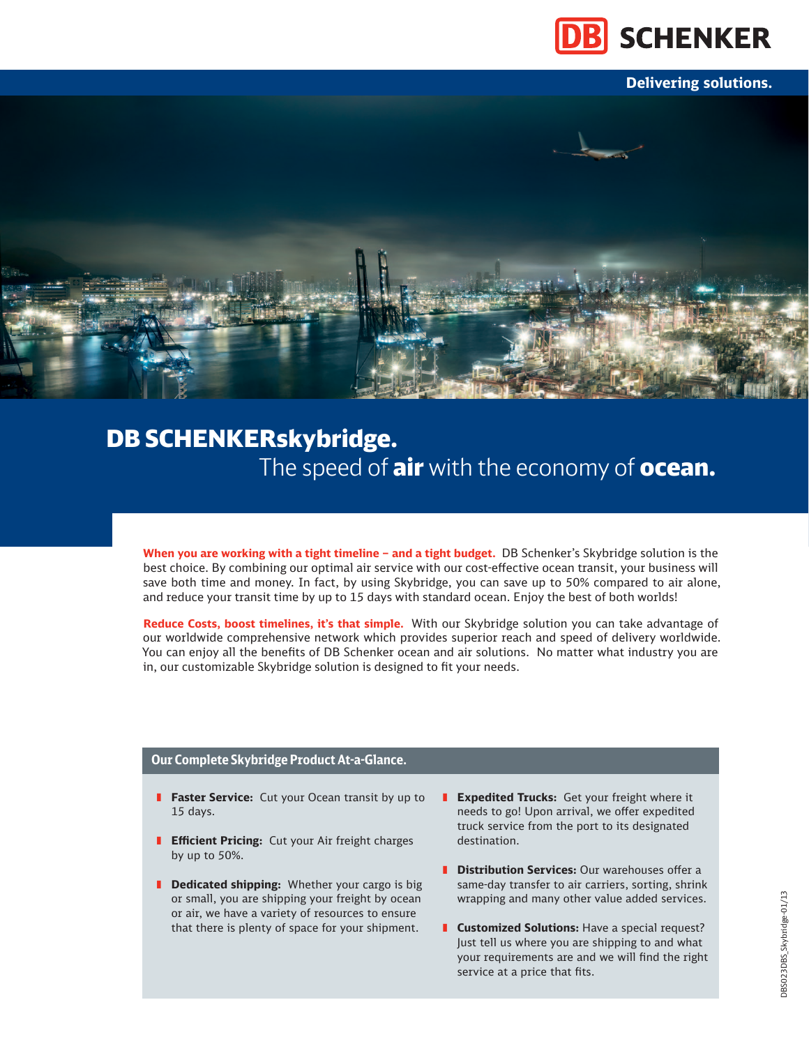DB SCHENKER

Delivering solutions.

# DB SCHENKERskybridge.

## The speed of **air** with the economy of **ocean.**

**When you are working with a tight timeline – and a tight budget.** DB Schenker's Skybridge solution is the best choice. By combining our optimal air service with our cost-effective ocean transit, your business will save both time and money. In fact, by using Skybridge, you can save up to 50% compared to air alone, and reduce your transit time by up to 15 days with standard ocean. Enjoy the best of both worlds!

**Reduce Costs, boost timelines, it's that simple.** With our Skybridge solution you can take advantage of our worldwide comprehensive network which provides superior reach and speed of delivery worldwide. You can enjoy all the benefits of DB Schenker ocean and air solutions. No matter what industry you are in, our customizable Skybridge solution is designed to fit your needs.

### Our Complete Skybridge Product At-a-Glance.

- **Faster Service:** Cut your Ocean transit by up to 15 days.
- **Efficient Pricing:** Cut your Air freight charges by up to 50%.
- **Dedicated shipping:** Whether your cargo is big or small, you are shipping your freight by ocean or air, we have a variety of resources to ensure that there is plenty of space for your shipment.
- **Expedited Trucks:** Get your freight where it needs to go! Upon arrival, we offer expedited truck service from the port to its designated destination.
- **Distribution Services:** Our warehouses offer a same-day transfer to air carriers, sorting, shrink wrapping and many other value added services.
- **Customized Solutions:** Have a special request? Just tell us where you are shipping to and what your requirements are and we will find the right service at a price that fits.

DBS023DBS_Skybridge-01/13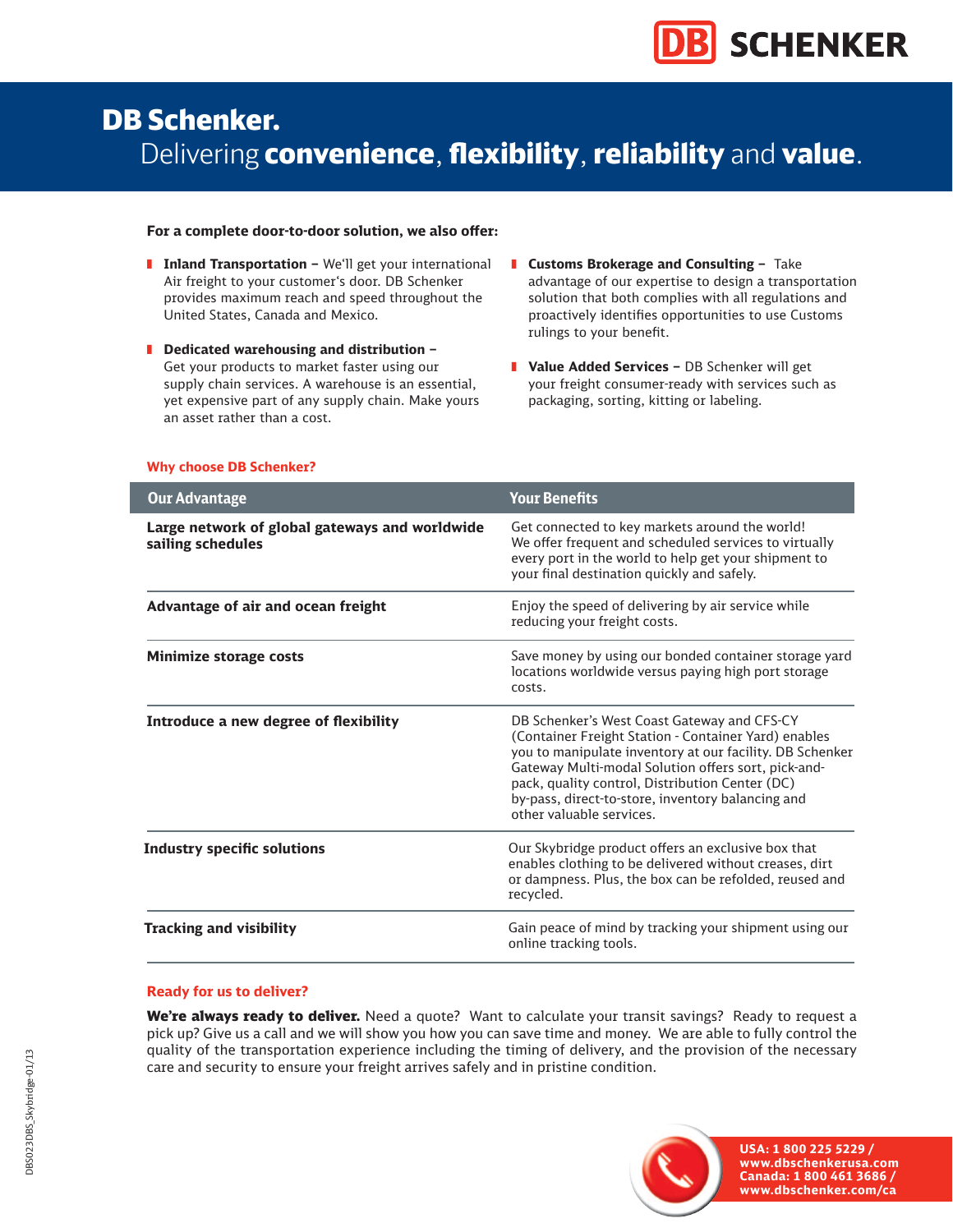# DB Schenker.

## Delivering **convenience**, **flexibility**, **reliability** and **value**.

**For a complete door-to-door solution, we also offer:**

- **Inland Transportation –** We'll get your international Air freight to your customer's door. DB Schenker provides maximum reach and speed throughout the United States, Canada and Mexico.
- **Dedicated warehousing and distribution –** Get your products to market faster using our supply chain services. A warehouse is an essential, yet expensive part of any supply chain. Make yours an asset rather than a cost.
- **Customs Brokerage and Consulting –** Take advantage of our expertise to design a transportation solution that both complies with all regulations and proactively identifies opportunities to use Customs rulings to your benefit.
- **Value Added Services –** DB Schenker will get your freight consumer-ready with services such as packaging, sorting, kitting or labeling.

### Why choose DB Schenker?

| Our Advantage | Your Benefits |
|---|---|
| **Large network of global gateways and worldwide sailing schedules** | Get connected to key markets around the world! We offer frequent and scheduled services to virtually every port in the world to help get your shipment to your final destination quickly and safely. |
| **Advantage of air and ocean freight** | Enjoy the speed of delivering by air service while reducing your freight costs. |
| **Minimize storage costs** | Save money by using our bonded container storage yard locations worldwide versus paying high port storage costs. |
| **Introduce a new degree of flexibility** | DB Schenker's West Coast Gateway and CFS-CY (Container Freight Station - Container Yard) enables you to manipulate inventory at our facility. DB Schenker Gateway Multi-modal Solution offers sort, pick-and-pack, quality control, Distribution Center (DC) by-pass, direct-to-store, inventory balancing and other valuable services. |
| **Industry specific solutions** | Our Skybridge product offers an exclusive box that enables clothing to be delivered without creases, dirt or dampness. Plus, the box can be refolded, reused and recycled. |
| **Tracking and visibility** | Gain peace of mind by tracking your shipment using our online tracking tools. |

### Ready for us to deliver?

**We're always ready to deliver.** Need a quote? Want to calculate your transit savings? Ready to request a pick up? Give us a call and we will show you how you can save time and money. We are able to fully control the quality of the transportation experience including the timing of delivery, and the provision of the necessary care and security to ensure your freight arrives safely and in pristine condition.

**USA: 1 800 225 5229 / www.dbschenkerusa.com**
**Canada: 1 800 461 3686 / www.dbschenker.com/ca**

DBS023DBS_Skybridge-01/13